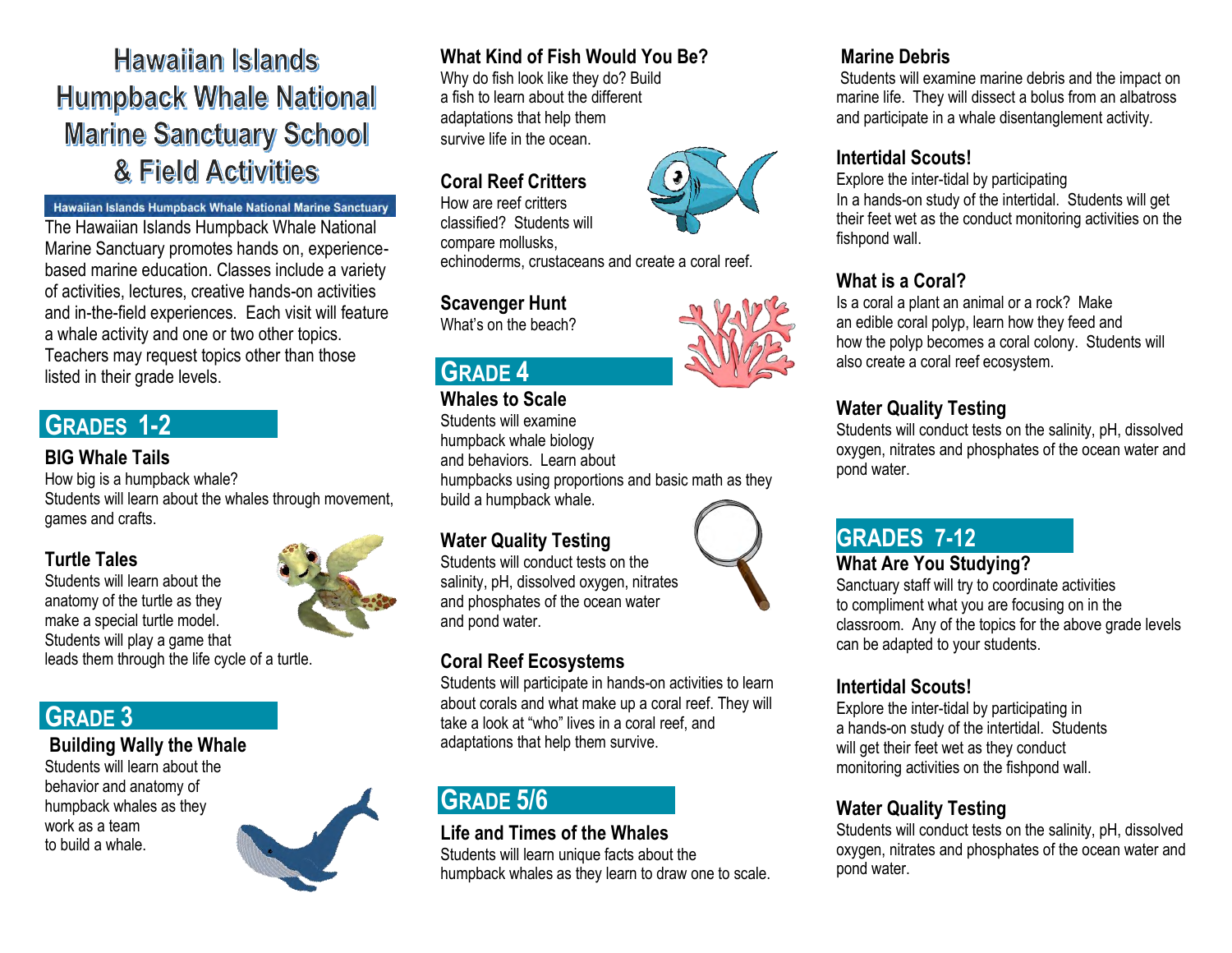# Hawaiian Islands Humpback Whale National Marine Sanctuary School & Field Activities

**Hawaiian Islands Humpback Whale National Marine Sanctuary**

The Hawaiian Islands Humpback Whale National Marine Sanctuary promotes hands on, experience-based marine education. Classes include a variety of activities, lectures, creative hands-on activities and in-the-field experiences. Each visit will feature a whale activity and one or two other topics. Teachers may request topics other than those listed in their grade levels.

## Grades 1-2

### BIG Whale Tails

How big is a humpback whale?
Students will learn about the whales through movement, games and crafts.

### Turtle Tales

Students will learn about the anatomy of the turtle as they make a special turtle model. Students will play a game that leads them through the life cycle of a turtle.

## Grade 3

### Building Wally the Whale

Students will learn about the behavior and anatomy of humpback whales as they work as a team to build a whale.

### What Kind of Fish Would You Be?

Why do fish look like they do? Build a fish to learn about the different adaptations that help them survive life in the ocean.

### Coral Reef Critters

How are reef critters classified? Students will compare mollusks, echinoderms, crustaceans and create a coral reef.

### Scavenger Hunt

What's on the beach?

## Grade 4

### Whales to Scale

Students will examine humpback whale biology and behaviors. Learn about humpbacks using proportions and basic math as they build a humpback whale.

### Water Quality Testing

Students will conduct tests on the salinity, pH, dissolved oxygen, nitrates and phosphates of the ocean water and pond water.

### Coral Reef Ecosystems

Students will participate in hands-on activities to learn about corals and what make up a coral reef. They will take a look at "who" lives in a coral reef, and adaptations that help them survive.

## Grade 5/6

### Life and Times of the Whales

Students will learn unique facts about the humpback whales as they learn to draw one to scale.

### Marine Debris

Students will examine marine debris and the impact on marine life. They will dissect a bolus from an albatross and participate in a whale disentanglement activity.

### Intertidal Scouts!

Explore the inter-tidal by participating In a hands-on study of the intertidal. Students will get their feet wet as the conduct monitoring activities on the fishpond wall.

### What is a Coral?

Is a coral a plant an animal or a rock? Make an edible coral polyp, learn how they feed and how the polyp becomes a coral colony. Students will also create a coral reef ecosystem.

### Water Quality Testing

Students will conduct tests on the salinity, pH, dissolved oxygen, nitrates and phosphates of the ocean water and pond water.

## Grades 7-12

### What Are You Studying?

Sanctuary staff will try to coordinate activities to compliment what you are focusing on in the classroom. Any of the topics for the above grade levels can be adapted to your students.

### Intertidal Scouts!

Explore the inter-tidal by participating in a hands-on study of the intertidal. Students will get their feet wet as they conduct monitoring activities on the fishpond wall.

### Water Quality Testing

Students will conduct tests on the salinity, pH, dissolved oxygen, nitrates and phosphates of the ocean water and pond water.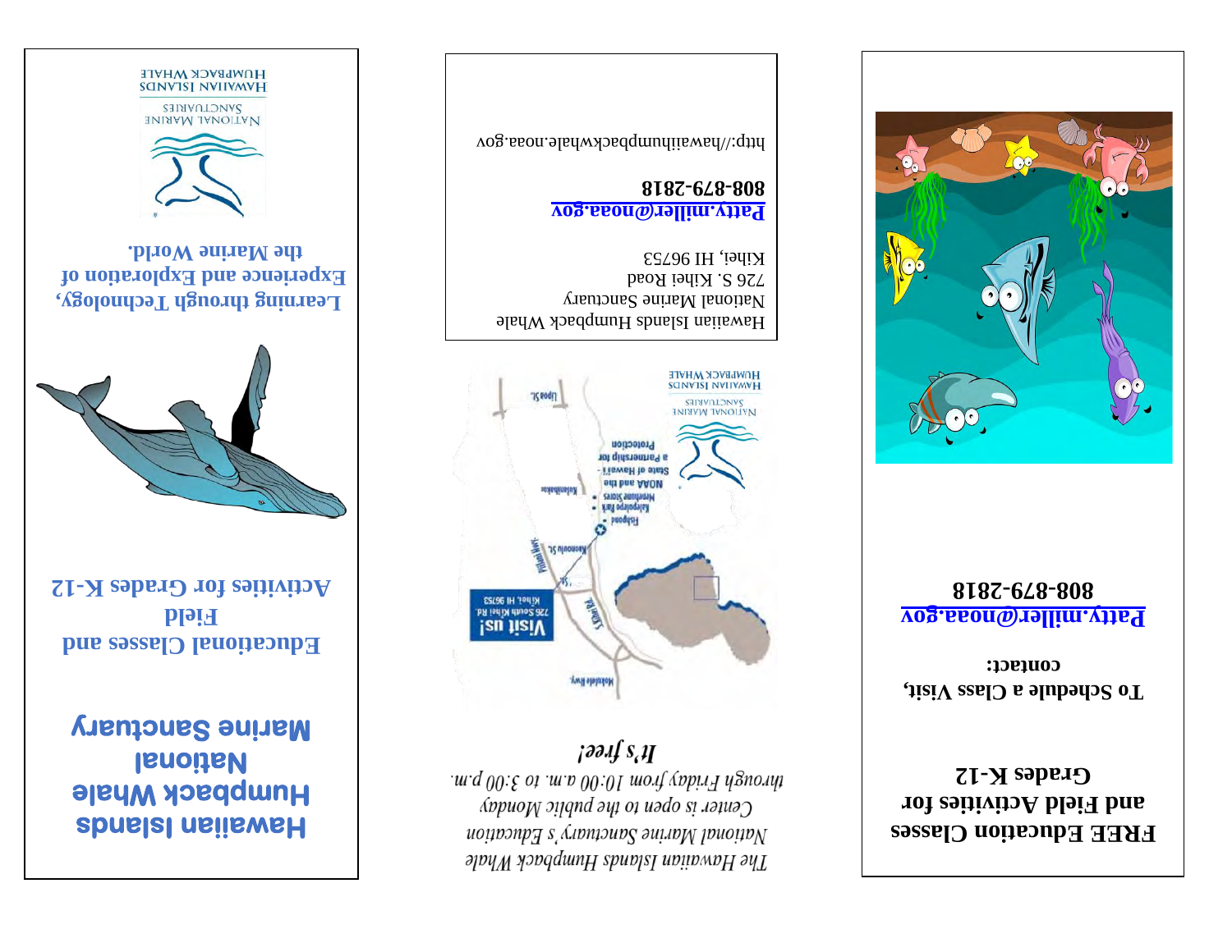# Hawaiian Islands Humpback Whale National Marine Sanctuary

Educational Classes and Field Activities for Grades K-12

Learning through Technology, Experience and Exploration of the Marine World.

NATIONAL MARINE SANCTUARIES
HAWAIIAN ISLANDS HUMPBACK WHALE

*The Hawaiian Islands Humpback Whale National Marine Sanctuary's Education Center is open to the public Monday through Friday from 10:00 a.m. to 3:00 p.m.*

***It's free!***

Visit us!
726 South Kihei Rd.
Kihei, HI 96753

NOAA and the State of Hawai'i - a Partnership for Protection

NATIONAL MARINE SANCTUARIES
HAWAIIAN ISLANDS HUMPBACK WHALE

Hawaiian Islands Humpback Whale
National Marine Sanctuary
726 S. Kihei Road
Kihei, HI 96753

**Patty.miller@noaa.gov**
**808-879-2818**

http://hawaiihumpbackwhale.noaa.gov

**FREE Education Classes and Field Activities for Grades K-12**

**To Schedule a Class Visit, contact:**

**Patty.miller@noaa.gov**
**808-879-2818**